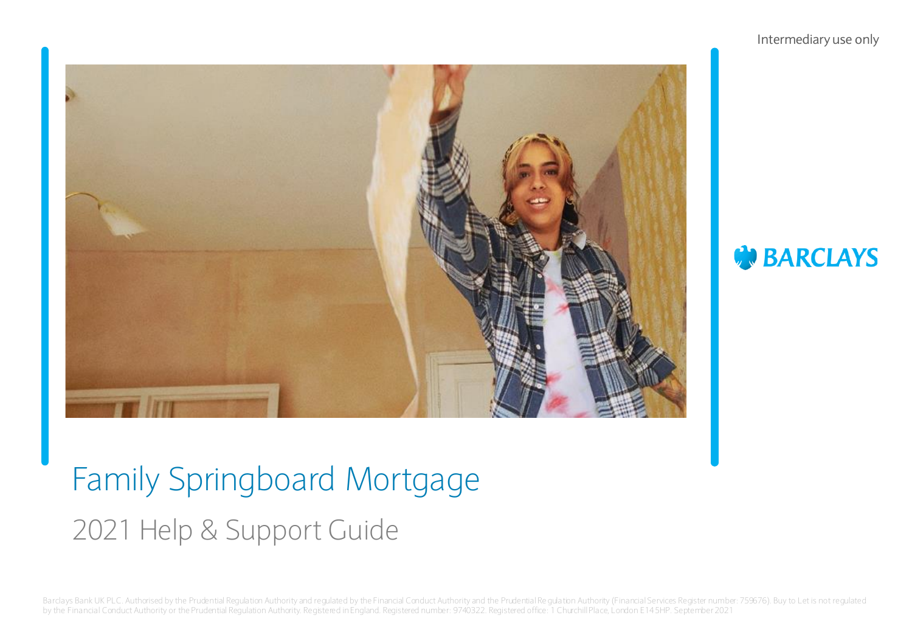Intermediary use only

BARCLAYS

# Family Springboard Mortgage

## 2021 Help & Support Guide

Barclays Bank UK PLC. Authorised by the Prudential Regulation Authority and regulated by the Financial Conduct Authority and the Prudential Regulation Authority (Financial Services Register number: 759676). Buy to Let is not regulated by the Financial Conduct Authority or the Prudential Regulation Authority. Registered in England. Registered number: 9740322. Registered office: 1 Churchill Place, London E14 5HP. September 2021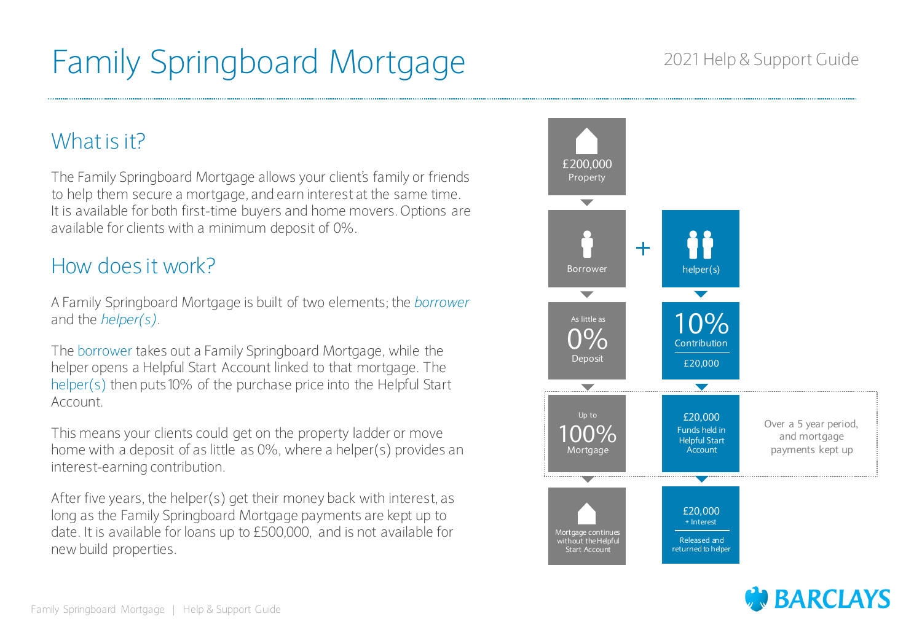# Family Springboard Mortgage

2021 Help & Support Guide

## What is it?

The Family Springboard Mortgage allows your client's family or friends to help them secure a mortgage, and earn interest at the same time. It is available for both first-time buyers and home movers. Options are available for clients with a minimum deposit of 0%.

## How does it work?

A Family Springboard Mortgage is built of two elements; the *borrower* and the *helper(s)*.

The borrower takes out a Family Springboard Mortgage, while the helper opens a Helpful Start Account linked to that mortgage. The helper(s) then puts 10% of the purchase price into the Helpful Start Account.

This means your clients could get on the property ladder or move home with a deposit of as little as 0%, where a helper(s) provides an interest-earning contribution.

After five years, the helper(s) get their money back with interest, as long as the Family Springboard Mortgage payments are kept up to date. It is available for loans up to £500,000, and is not available for new build properties.

£200,000
Property

Borrower + helper(s)

| Borrower | helper(s) |
| --- | --- |
| As little as 0% Deposit | 10% Contribution £20,000 |
| Up to 100% Mortgage | £20,000 Funds held in Helpful Start Account |
| Mortgage continues without the Helpful Start Account | £20,000 + Interest Released and returned to helper |

Over a 5 year period, and mortgage payments kept up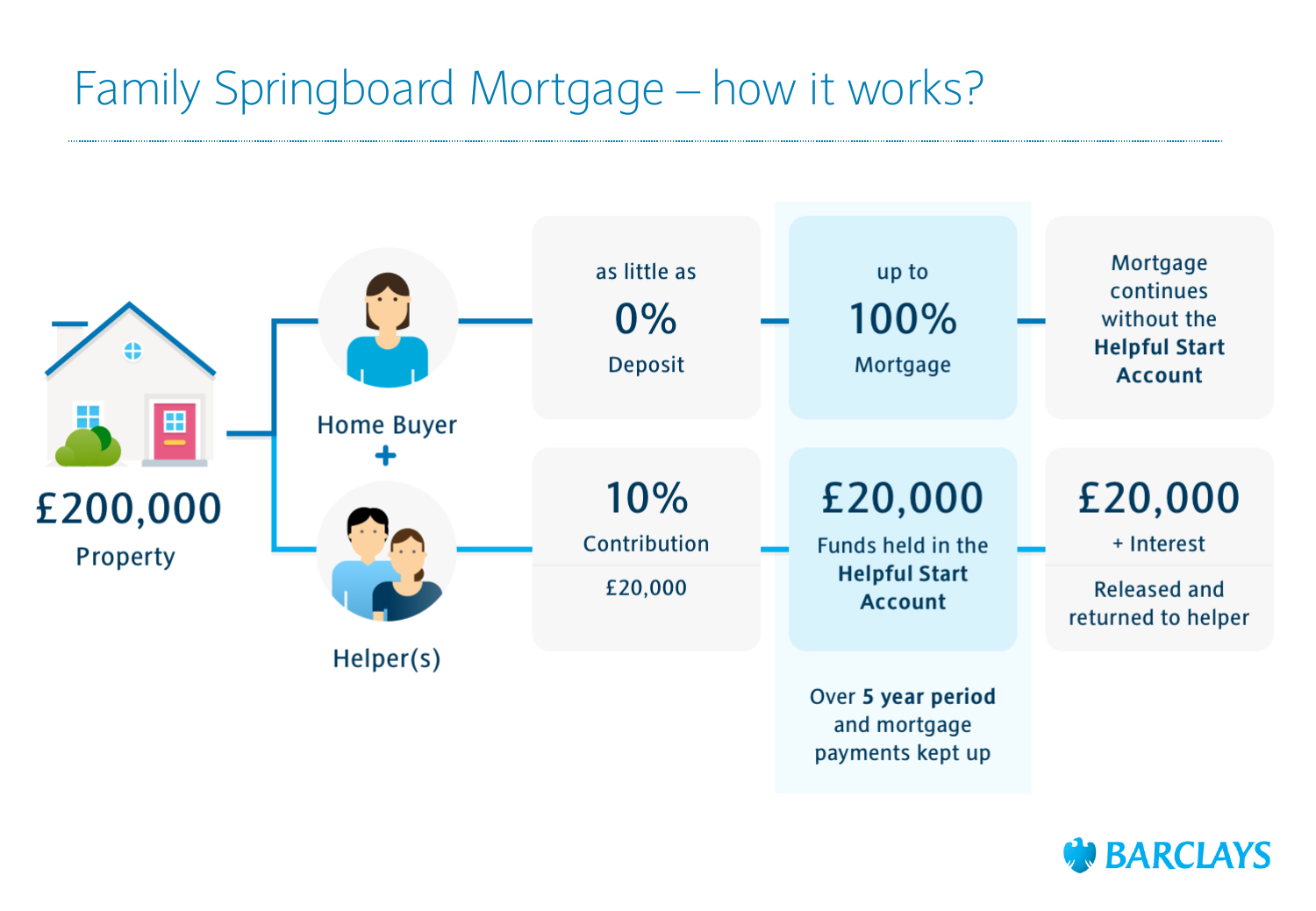# Family Springboard Mortgage – how it works?

**£200,000**
Property

**Home Buyer**
+
**Helper(s)**

| | | | |
|---|---|---|---|
| Home Buyer | as little as **0%** Deposit | up to **100%** Mortgage | Mortgage continues without the **Helpful Start Account** |
| Helper(s) | **10%** Contribution<br>£20,000 | **£20,000**<br>Funds held in the **Helpful Start Account** | **£20,000**<br>+ Interest<br>Released and returned to helper |

Over **5 year period** and mortgage payments kept up

BARCLAYS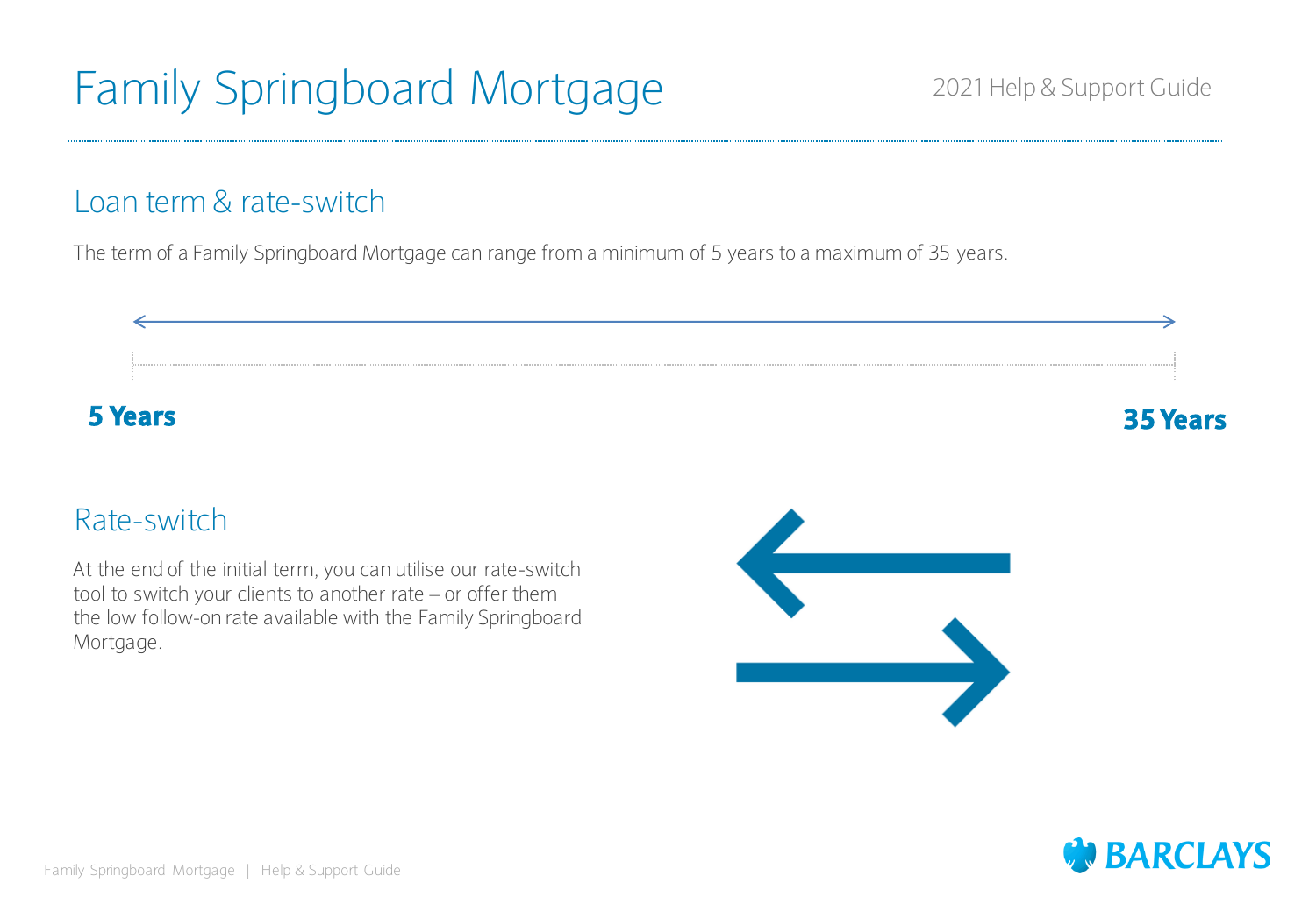# Family Springboard Mortgage

2021 Help & Support Guide

## Loan term & rate-switch

The term of a Family Springboard Mortgage can range from a minimum of 5 years to a maximum of 35 years.

**5 Years** **35 Years**

## Rate-switch

At the end of the initial term, you can utilise our rate-switch tool to switch your clients to another rate – or offer them the low follow-on rate available with the Family Springboard Mortgage.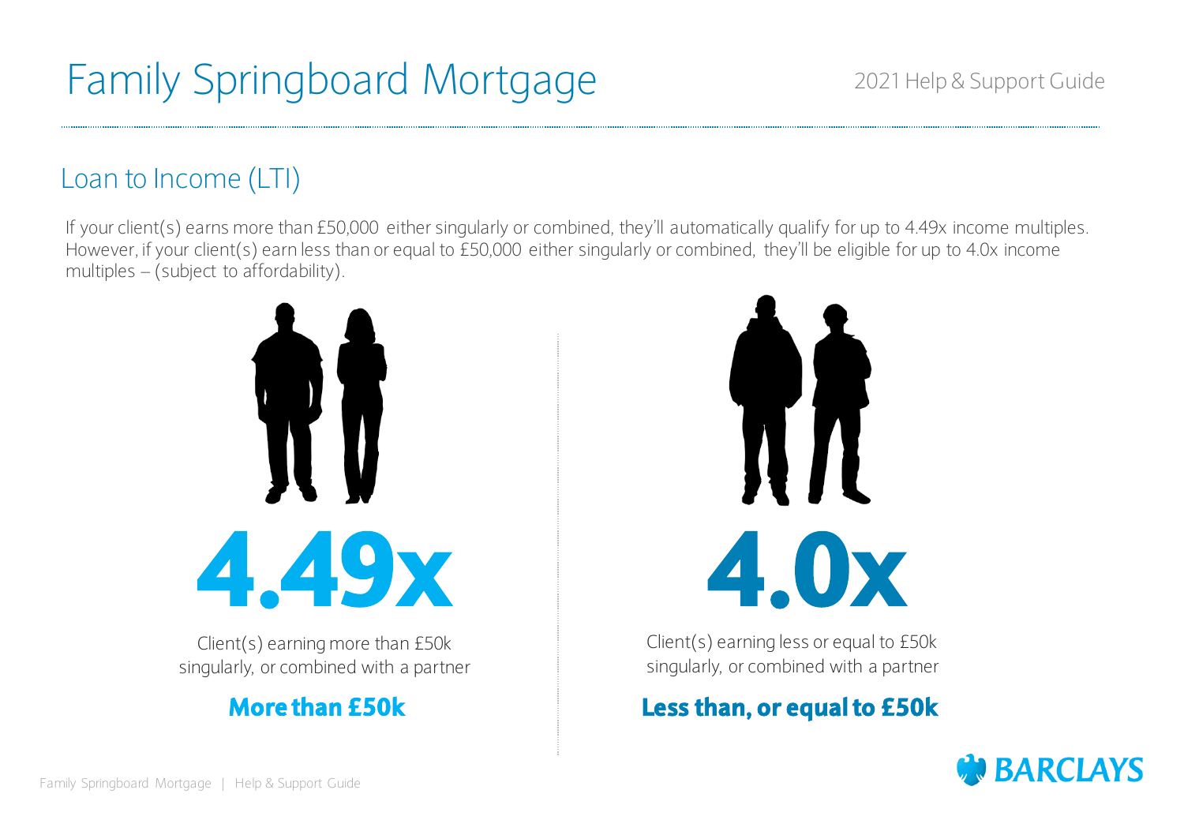# Family Springboard Mortgage

2021 Help & Support Guide

## Loan to Income (LTI)

If your client(s) earns more than £50,000 either singularly or combined, they'll automatically qualify for up to 4.49x income multiples. However, if your client(s) earn less than or equal to £50,000 either singularly or combined, they'll be eligible for up to 4.0x income multiples – (subject to affordability).

**4.49x**

Client(s) earning more than £50k singularly, or combined with a partner

**More than £50k**

**4.0x**

Client(s) earning less or equal to £50k singularly, or combined with a partner

**Less than, or equal to £50k**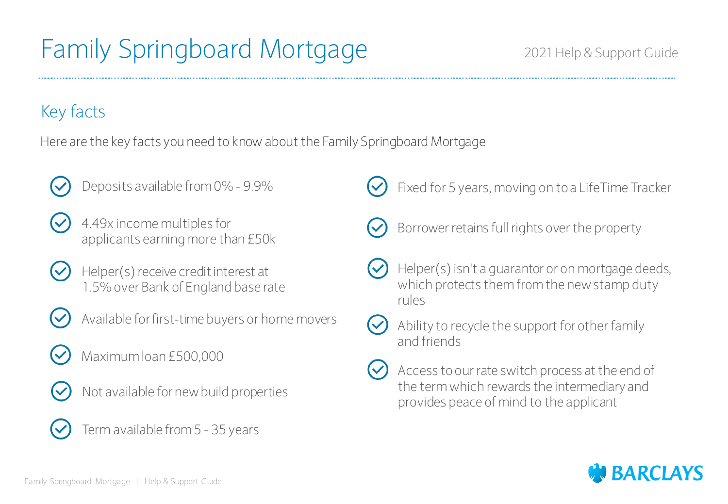# Family Springboard Mortgage

2021 Help & Support Guide

## Key facts

Here are the key facts you need to know about the Family Springboard Mortgage

- Deposits available from 0% - 9.9%
- 4.49x income multiples for applicants earning more than £50k
- Helper(s) receive credit interest at 1.5% over Bank of England base rate
- Available for first-time buyers or home movers
- Maximum loan £500,000
- Not available for new build properties
- Term available from 5 - 35 years
- Fixed for 5 years, moving on to a LifeTime Tracker
- Borrower retains full rights over the property
- Helper(s) isn't a guarantor or on mortgage deeds, which protects them from the new stamp duty rules
- Ability to recycle the support for other family and friends
- Access to our rate switch process at the end of the term which rewards the intermediary and provides peace of mind to the applicant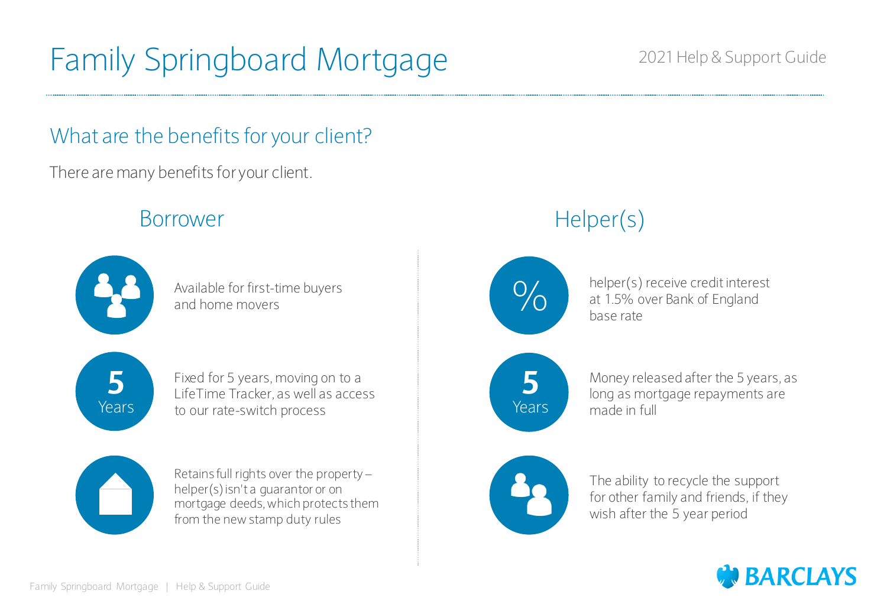# Family Springboard Mortgage

2021 Help & Support Guide

## What are the benefits for your client?

There are many benefits for your client.

### Borrower

- Available for first-time buyers and home movers
- **5 Years** — Fixed for 5 years, moving on to a LifeTime Tracker, as well as access to our rate-switch process
- Retains full rights over the property – helper(s) isn't a guarantor or on mortgage deeds, which protects them from the new stamp duty rules

### Helper(s)

- **%** — helper(s) receive credit interest at 1.5% over Bank of England base rate
- **5 Years** — Money released after the 5 years, as long as mortgage repayments are made in full
- The ability to recycle the support for other family and friends, if they wish after the 5 year period

BARCLAYS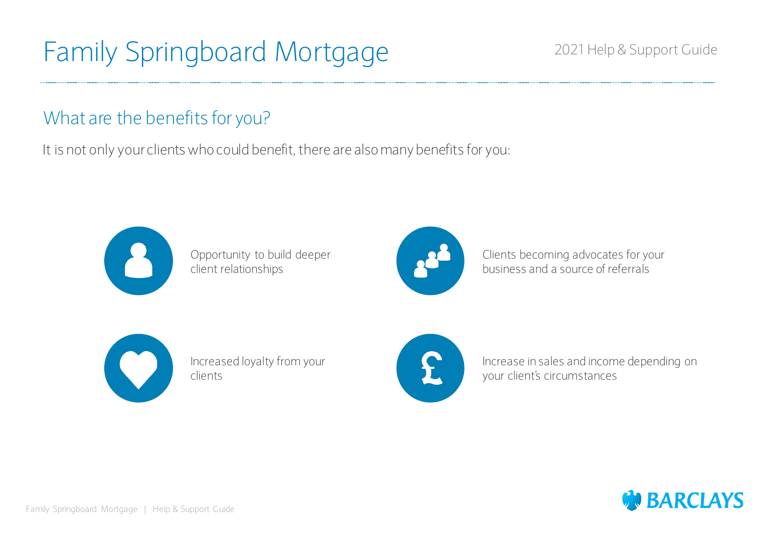# Family Springboard Mortgage

## What are the benefits for you?

It is not only your clients who could benefit, there are also many benefits for you:

- Opportunity to build deeper client relationships
- Clients becoming advocates for your business and a source of referrals
- Increased loyalty from your clients
- Increase in sales and income depending on your client's circumstances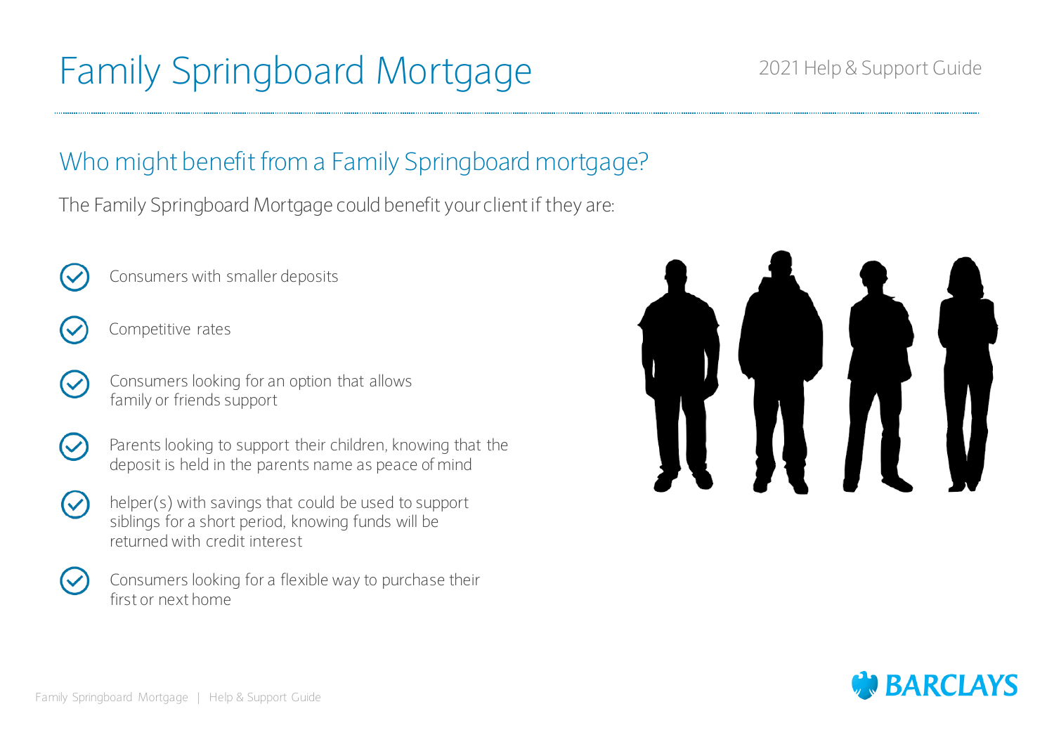# Family Springboard Mortgage

2021 Help & Support Guide

## Who might benefit from a Family Springboard mortgage?

The Family Springboard Mortgage could benefit your client if they are:

- Consumers with smaller deposits
- Competitive rates
- Consumers looking for an option that allows family or friends support
- Parents looking to support their children, knowing that the deposit is held in the parents name as peace of mind
- helper(s) with savings that could be used to support siblings for a short period, knowing funds will be returned with credit interest
- Consumers looking for a flexible way to purchase their first or next home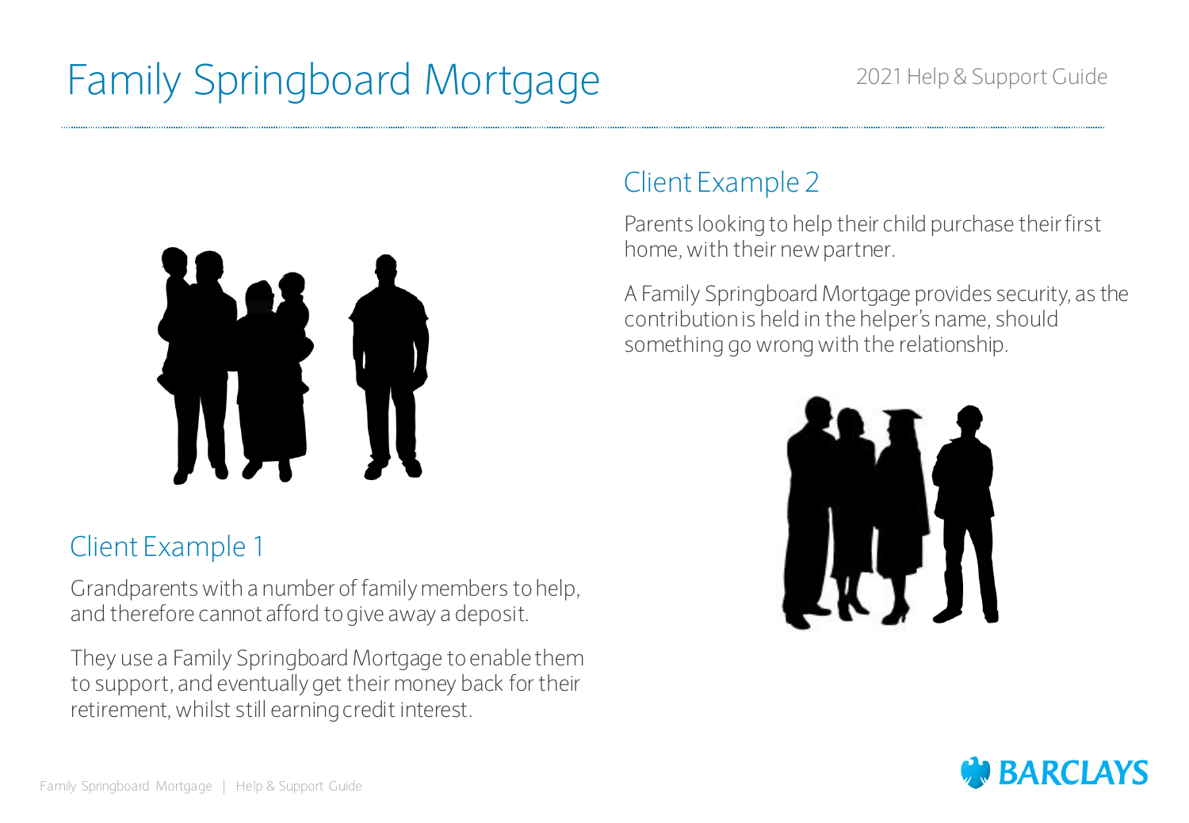# Family Springboard Mortgage

## Client Example 1

Grandparents with a number of family members to help, and therefore cannot afford to give away a deposit.

They use a Family Springboard Mortgage to enable them to support, and eventually get their money back for their retirement, whilst still earning credit interest.

## Client Example 2

Parents looking to help their child purchase their first home, with their new partner.

A Family Springboard Mortgage provides security, as the contribution is held in the helper's name, should something go wrong with the relationship.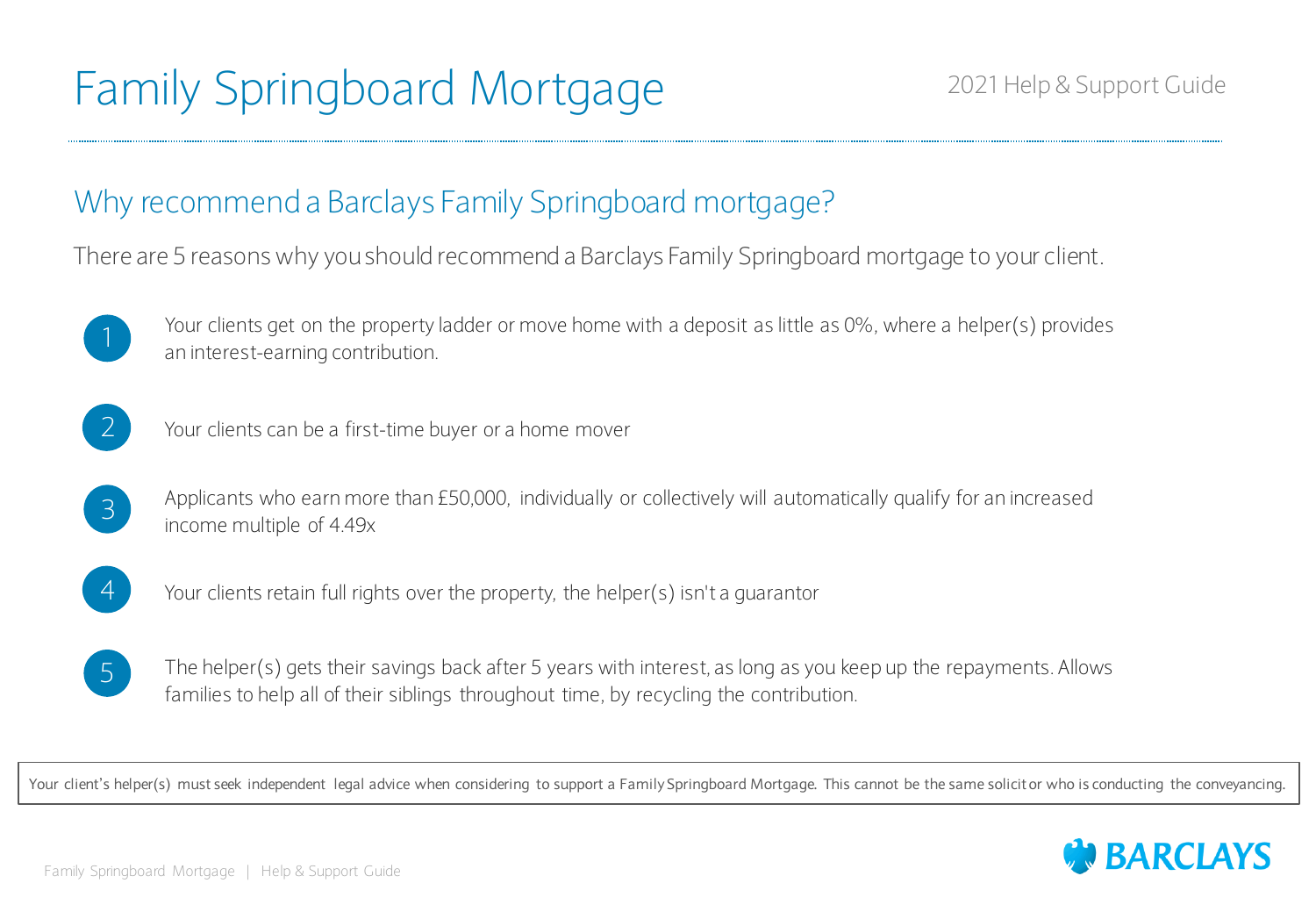# Family Springboard Mortgage

2021 Help & Support Guide

## Why recommend a Barclays Family Springboard mortgage?

There are 5 reasons why you should recommend a Barclays Family Springboard mortgage to your client.

1. Your clients get on the property ladder or move home with a deposit as little as 0%, where a helper(s) provides an interest-earning contribution.
2. Your clients can be a first-time buyer or a home mover
3. Applicants who earn more than £50,000, individually or collectively will automatically qualify for an increased income multiple of 4.49x
4. Your clients retain full rights over the property, the helper(s) isn't a guarantor
5. The helper(s) gets their savings back after 5 years with interest, as long as you keep up the repayments. Allows families to help all of their siblings throughout time, by recycling the contribution.

Your client's helper(s) must seek independent legal advice when considering to support a Family Springboard Mortgage. This cannot be the same solicitor who is conducting the conveyancing.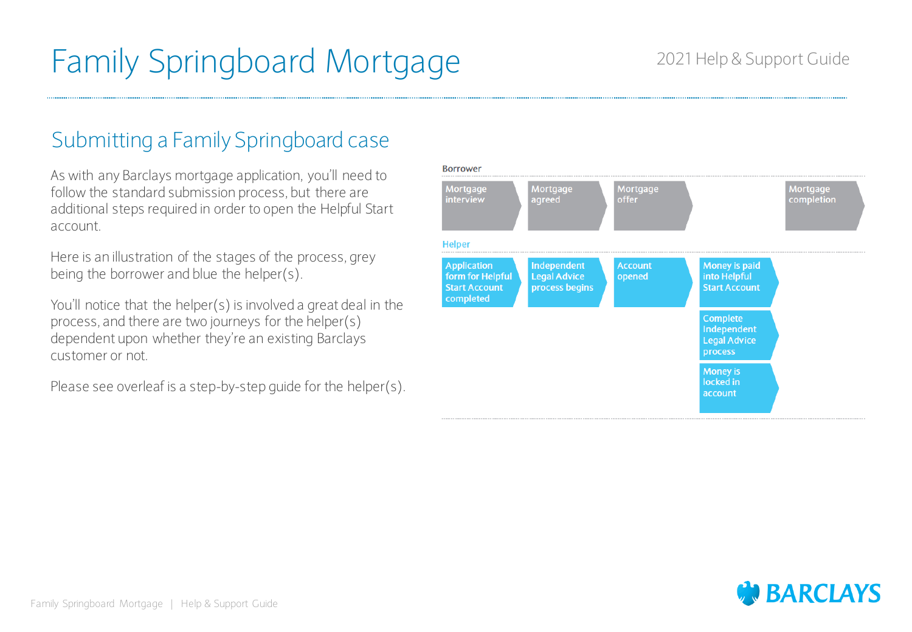# Family Springboard Mortgage

2021 Help & Support Guide

## Submitting a Family Springboard case

As with any Barclays mortgage application, you'll need to follow the standard submission process, but there are additional steps required in order to open the Helpful Start account.

Here is an illustration of the stages of the process, grey being the borrower and blue the helper(s).

You'll notice that the helper(s) is involved a great deal in the process, and there are two journeys for the helper(s) dependent upon whether they're an existing Barclays customer or not.

Please see overleaf is a step-by-step guide for the helper(s).

**Borrower**

Mortgage interview → Mortgage agreed → Mortgage offer → Mortgage completion

**Helper**

Application form for Helpful Start Account completed → Independent Legal Advice process begins → Account opened → Money is paid into Helpful Start Account / Complete Independent Legal Advice process / Money is locked in account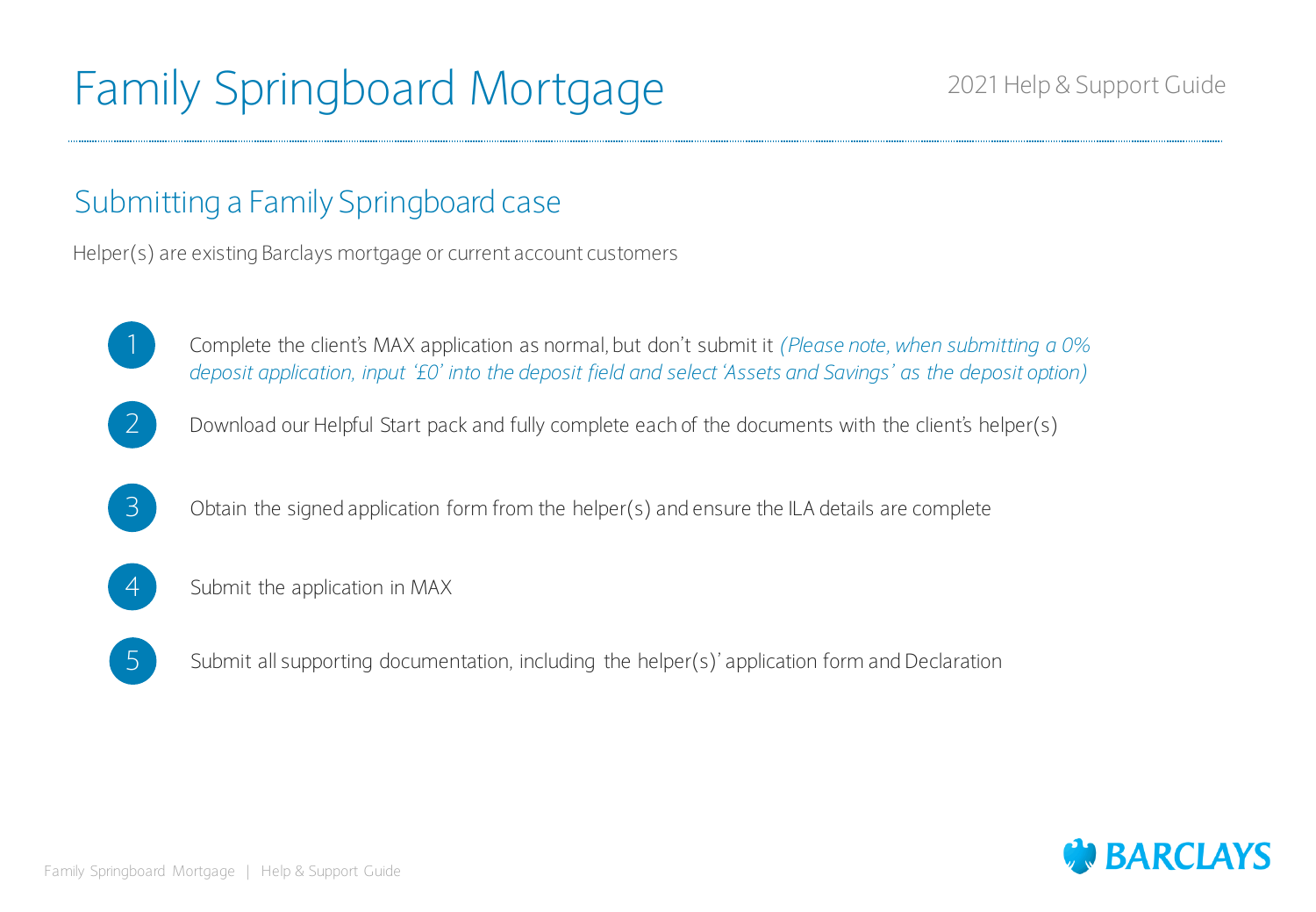# Family Springboard Mortgage

2021 Help & Support Guide

## Submitting a Family Springboard case

Helper(s) are existing Barclays mortgage or current account customers

1. Complete the client's MAX application as normal, but don't submit it *(Please note, when submitting a 0% deposit application, input '£0' into the deposit field and select 'Assets and Savings' as the deposit option)*
2. Download our Helpful Start pack and fully complete each of the documents with the client's helper(s)
3. Obtain the signed application form from the helper(s) and ensure the ILA details are complete
4. Submit the application in MAX
5. Submit all supporting documentation, including the helper(s)' application form and Declaration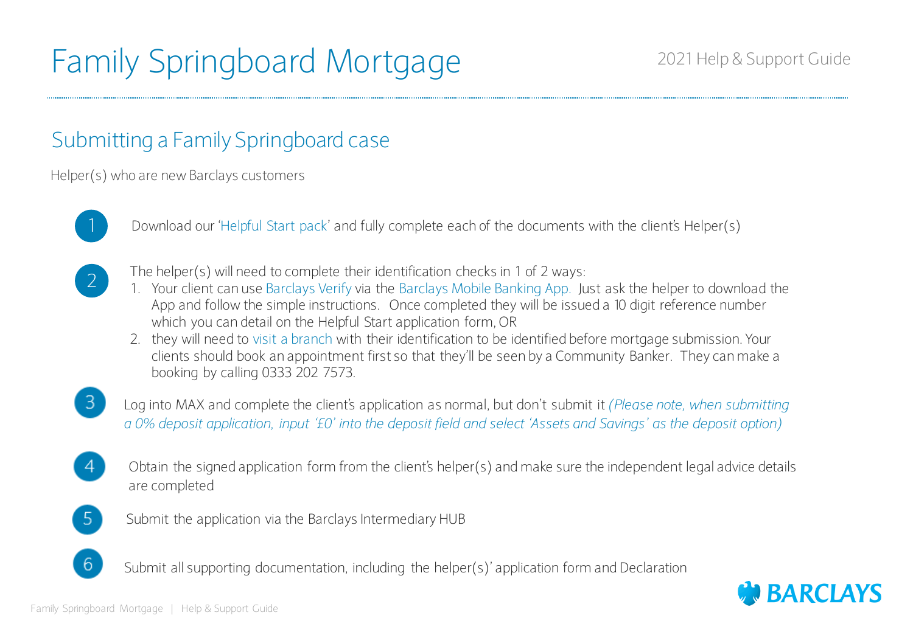# Family Springboard Mortgage

2021 Help & Support Guide

## Submitting a Family Springboard case

Helper(s) who are new Barclays customers

1. Download our 'Helpful Start pack' and fully complete each of the documents with the client's Helper(s)

2. The helper(s) will need to complete their identification checks in 1 of 2 ways:
   1. Your client can use Barclays Verify via the Barclays Mobile Banking App. Just ask the helper to download the App and follow the simple instructions. Once completed they will be issued a 10 digit reference number which you can detail on the Helpful Start application form, OR
   2. they will need to visit a branch with their identification to be identified before mortgage submission. Your clients should book an appointment first so that they'll be seen by a Community Banker. They can make a booking by calling 0333 202 7573.

3. Log into MAX and complete the client's application as normal, but don't submit it *(Please note, when submitting a 0% deposit application, input '£0' into the deposit field and select 'Assets and Savings' as the deposit option)*

4. Obtain the signed application form from the client's helper(s) and make sure the independent legal advice details are completed

5. Submit the application via the Barclays Intermediary HUB

6. Submit all supporting documentation, including the helper(s)' application form and Declaration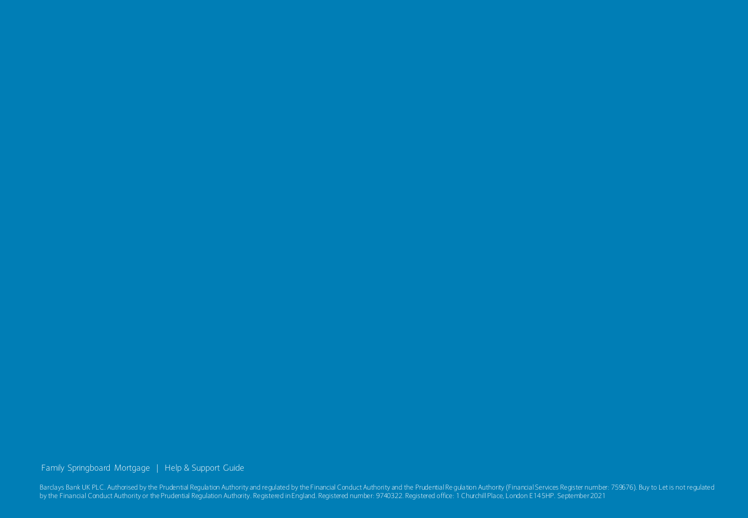Barclays Bank UK PLC. Authorised by the Prudential Regulation Authority and regulated by the Financial Conduct Authority and the Prudential Regulation Authority (Financial Services Register number: 759676). Buy to Let is not regulated by the Financial Conduct Authority or the Prudential Regulation Authority. Registered in England. Registered number: 9740322. Registered office: 1 Churchill Place, London E14 5HP. September 2021